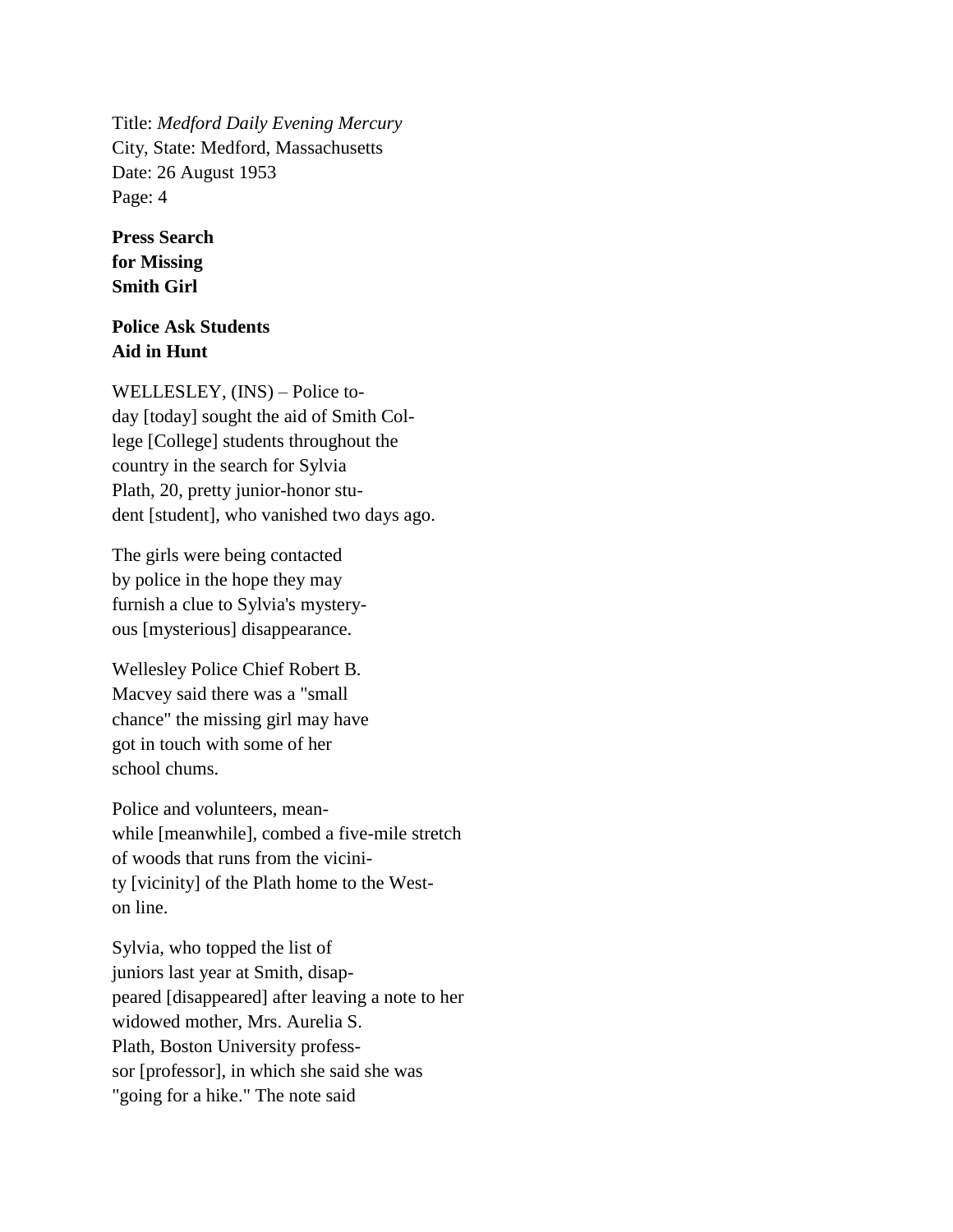Title: *Medford Daily Evening Mercury*
City, State: Medford, Massachusetts
Date: 26 August 1953
Page: 4

**Press Search for Missing Smith Girl**

**Police Ask Students Aid in Hunt**

WELLESLEY, (INS) – Police to-day [today] sought the aid of Smith Col-lege [College] students throughout the country in the search for Sylvia Plath, 20, pretty junior-honor stu-dent [student], who vanished two days ago.

The girls were being contacted by police in the hope they may furnish a clue to Sylvia's mystery-ous [mysterious] disappearance.

Wellesley Police Chief Robert B. Macvey said there was a "small chance" the missing girl may have got in touch with some of her school chums.

Police and volunteers, mean-while [meanwhile], combed a five-mile stretch of woods that runs from the vicini-ty [vicinity] of the Plath home to the West-on line.

Sylvia, who topped the list of juniors last year at Smith, disap-peared [disappeared] after leaving a note to her widowed mother, Mrs. Aurelia S. Plath, Boston University profess-sor [professor], in which she said she was "going for a hike." The note said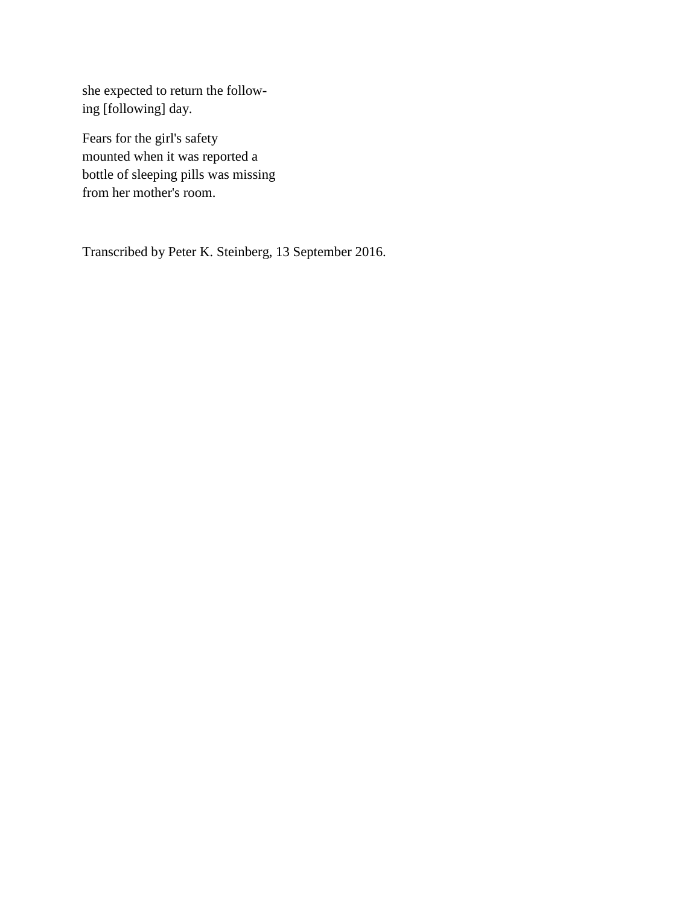she expected to return the follow-
ing [following] day.

Fears for the girl's safety
mounted when it was reported a
bottle of sleeping pills was missing
from her mother's room.

Transcribed by Peter K. Steinberg, 13 September 2016.